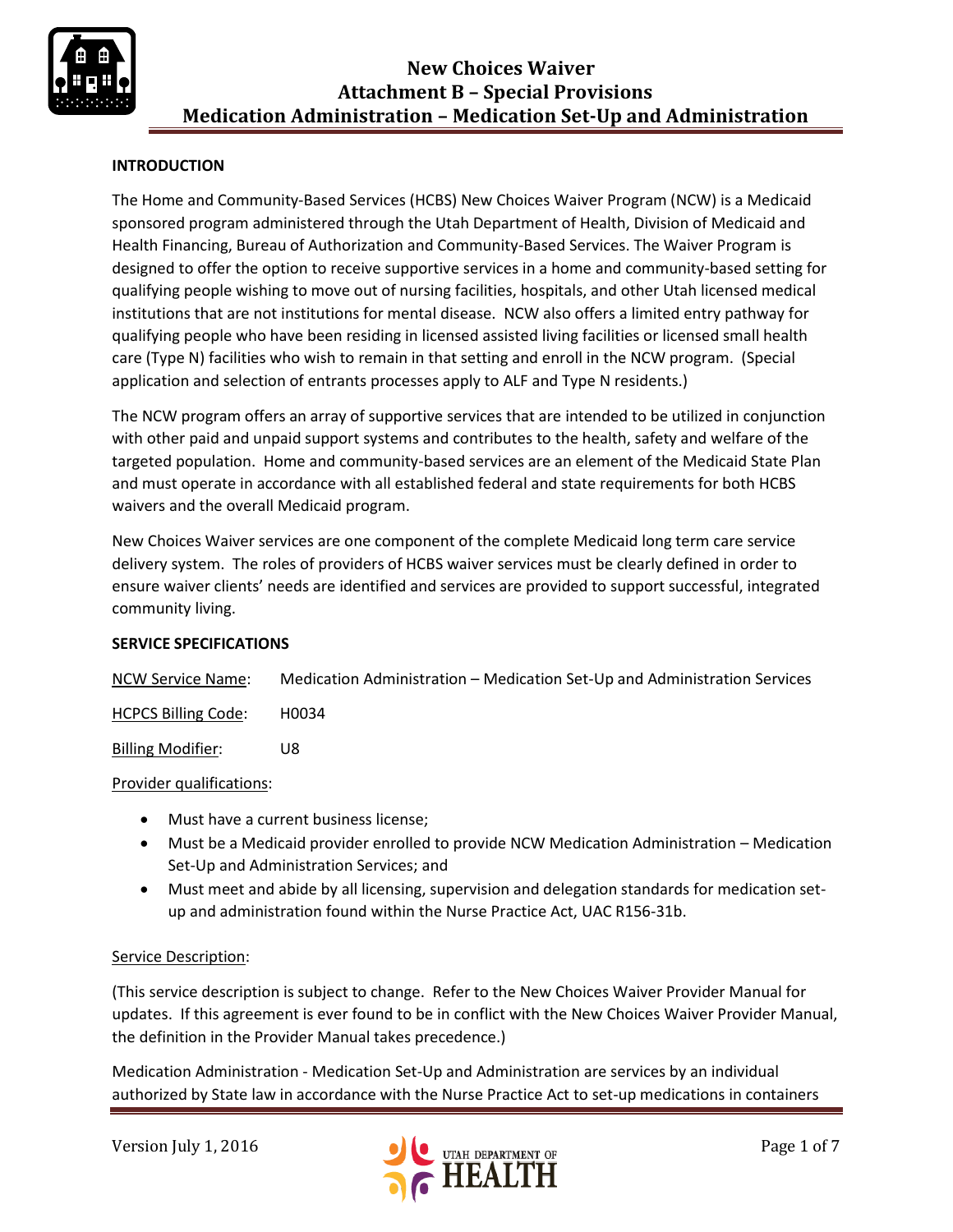# New Choices Waiver
## Attachment B – Special Provisions
## Medication Administration – Medication Set-Up and Administration

**INTRODUCTION**

The Home and Community-Based Services (HCBS) New Choices Waiver Program (NCW) is a Medicaid sponsored program administered through the Utah Department of Health, Division of Medicaid and Health Financing, Bureau of Authorization and Community-Based Services. The Waiver Program is designed to offer the option to receive supportive services in a home and community-based setting for qualifying people wishing to move out of nursing facilities, hospitals, and other Utah licensed medical institutions that are not institutions for mental disease. NCW also offers a limited entry pathway for qualifying people who have been residing in licensed assisted living facilities or licensed small health care (Type N) facilities who wish to remain in that setting and enroll in the NCW program. (Special application and selection of entrants processes apply to ALF and Type N residents.)

The NCW program offers an array of supportive services that are intended to be utilized in conjunction with other paid and unpaid support systems and contributes to the health, safety and welfare of the targeted population. Home and community-based services are an element of the Medicaid State Plan and must operate in accordance with all established federal and state requirements for both HCBS waivers and the overall Medicaid program.

New Choices Waiver services are one component of the complete Medicaid long term care service delivery system. The roles of providers of HCBS waiver services must be clearly defined in order to ensure waiver clients' needs are identified and services are provided to support successful, integrated community living.

**SERVICE SPECIFICATIONS**

NCW Service Name: Medication Administration – Medication Set-Up and Administration Services

HCPCS Billing Code: H0034

Billing Modifier: U8

Provider qualifications:

- Must have a current business license;
- Must be a Medicaid provider enrolled to provide NCW Medication Administration – Medication Set-Up and Administration Services; and
- Must meet and abide by all licensing, supervision and delegation standards for medication set-up and administration found within the Nurse Practice Act, UAC R156-31b.

Service Description:

(This service description is subject to change. Refer to the New Choices Waiver Provider Manual for updates. If this agreement is ever found to be in conflict with the New Choices Waiver Provider Manual, the definition in the Provider Manual takes precedence.)

Medication Administration - Medication Set-Up and Administration are services by an individual authorized by State law in accordance with the Nurse Practice Act to set-up medications in containers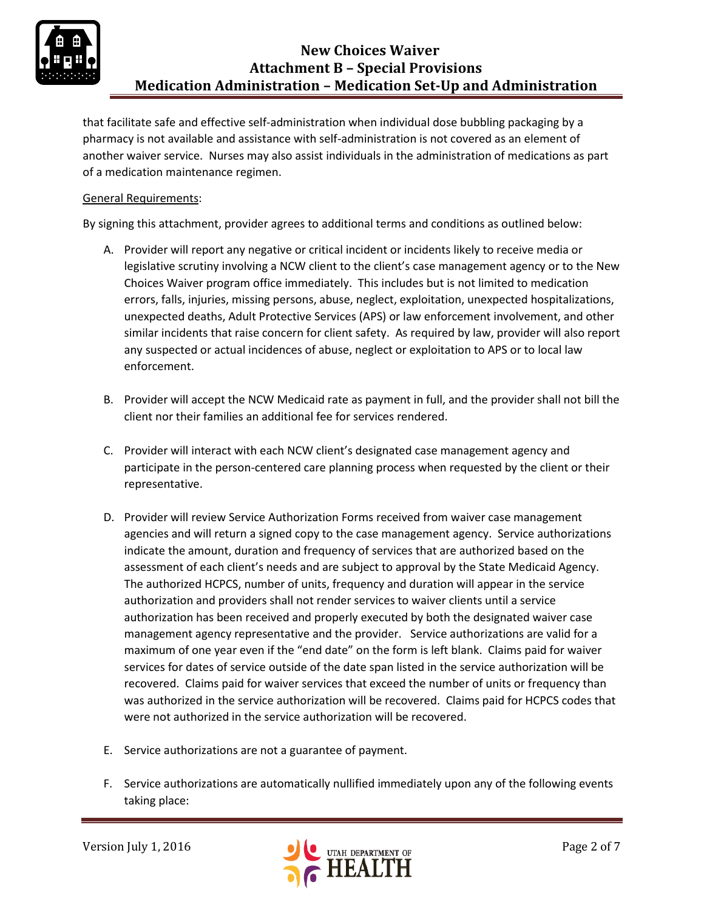that facilitate safe and effective self-administration when individual dose bubbling packaging by a pharmacy is not available and assistance with self-administration is not covered as an element of another waiver service. Nurses may also assist individuals in the administration of medications as part of a medication maintenance regimen.

General Requirements:

By signing this attachment, provider agrees to additional terms and conditions as outlined below:

A. Provider will report any negative or critical incident or incidents likely to receive media or legislative scrutiny involving a NCW client to the client's case management agency or to the New Choices Waiver program office immediately. This includes but is not limited to medication errors, falls, injuries, missing persons, abuse, neglect, exploitation, unexpected hospitalizations, unexpected deaths, Adult Protective Services (APS) or law enforcement involvement, and other similar incidents that raise concern for client safety. As required by law, provider will also report any suspected or actual incidences of abuse, neglect or exploitation to APS or to local law enforcement.

B. Provider will accept the NCW Medicaid rate as payment in full, and the provider shall not bill the client nor their families an additional fee for services rendered.

C. Provider will interact with each NCW client's designated case management agency and participate in the person-centered care planning process when requested by the client or their representative.

D. Provider will review Service Authorization Forms received from waiver case management agencies and will return a signed copy to the case management agency. Service authorizations indicate the amount, duration and frequency of services that are authorized based on the assessment of each client's needs and are subject to approval by the State Medicaid Agency. The authorized HCPCS, number of units, frequency and duration will appear in the service authorization and providers shall not render services to waiver clients until a service authorization has been received and properly executed by both the designated waiver case management agency representative and the provider. Service authorizations are valid for a maximum of one year even if the "end date" on the form is left blank. Claims paid for waiver services for dates of service outside of the date span listed in the service authorization will be recovered. Claims paid for waiver services that exceed the number of units or frequency than was authorized in the service authorization will be recovered. Claims paid for HCPCS codes that were not authorized in the service authorization will be recovered.

E. Service authorizations are not a guarantee of payment.

F. Service authorizations are automatically nullified immediately upon any of the following events taking place: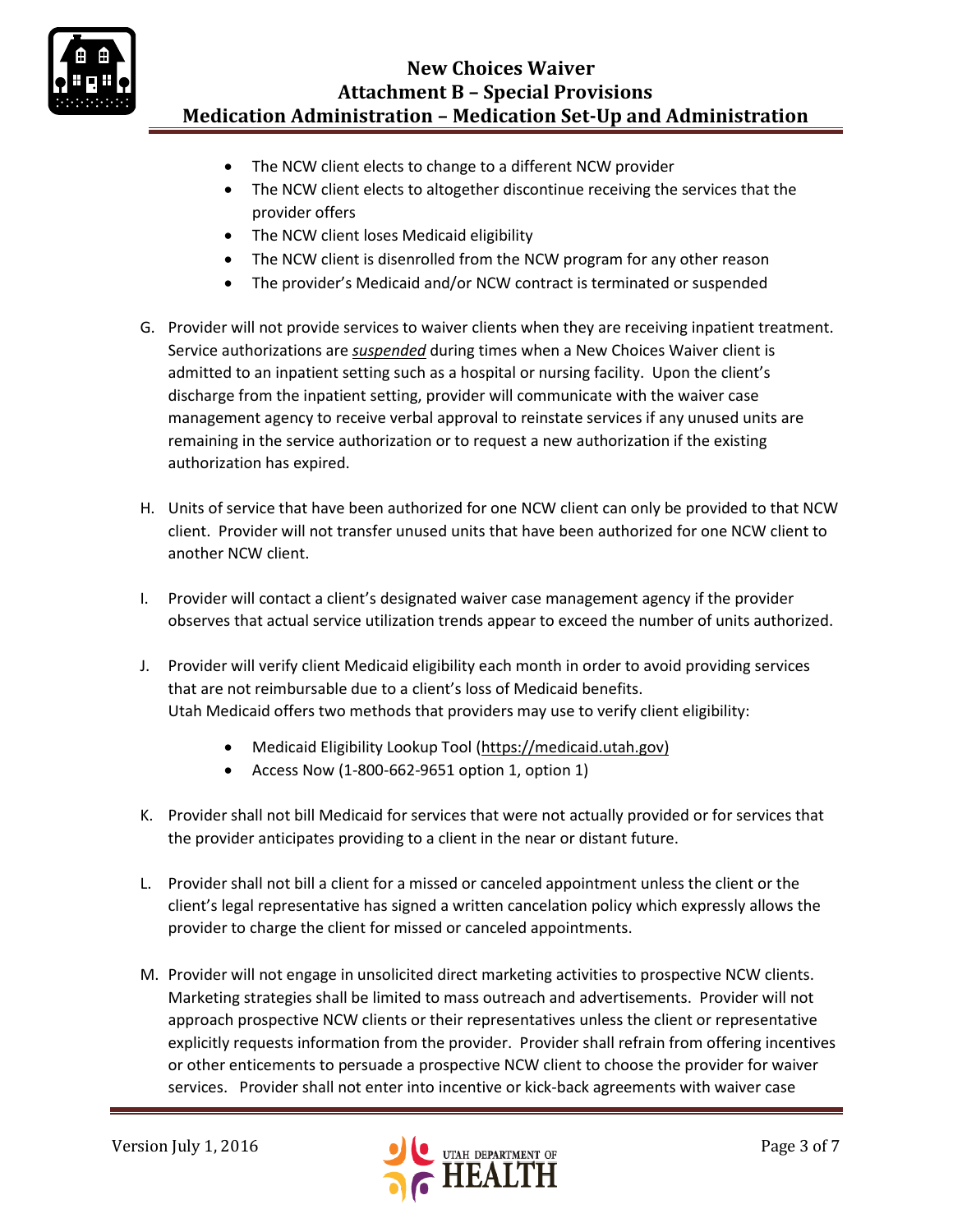- The NCW client elects to change to a different NCW provider
- The NCW client elects to altogether discontinue receiving the services that the provider offers
- The NCW client loses Medicaid eligibility
- The NCW client is disenrolled from the NCW program for any other reason
- The provider's Medicaid and/or NCW contract is terminated or suspended

G. Provider will not provide services to waiver clients when they are receiving inpatient treatment. Service authorizations are ***suspended*** during times when a New Choices Waiver client is admitted to an inpatient setting such as a hospital or nursing facility. Upon the client's discharge from the inpatient setting, provider will communicate with the waiver case management agency to receive verbal approval to reinstate services if any unused units are remaining in the service authorization or to request a new authorization if the existing authorization has expired.

H. Units of service that have been authorized for one NCW client can only be provided to that NCW client. Provider will not transfer unused units that have been authorized for one NCW client to another NCW client.

I. Provider will contact a client's designated waiver case management agency if the provider observes that actual service utilization trends appear to exceed the number of units authorized.

J. Provider will verify client Medicaid eligibility each month in order to avoid providing services that are not reimbursable due to a client's loss of Medicaid benefits.
Utah Medicaid offers two methods that providers may use to verify client eligibility:

- Medicaid Eligibility Lookup Tool (https://medicaid.utah.gov)
- Access Now (1-800-662-9651 option 1, option 1)

K. Provider shall not bill Medicaid for services that were not actually provided or for services that the provider anticipates providing to a client in the near or distant future.

L. Provider shall not bill a client for a missed or canceled appointment unless the client or the client's legal representative has signed a written cancelation policy which expressly allows the provider to charge the client for missed or canceled appointments.

M. Provider will not engage in unsolicited direct marketing activities to prospective NCW clients. Marketing strategies shall be limited to mass outreach and advertisements. Provider will not approach prospective NCW clients or their representatives unless the client or representative explicitly requests information from the provider. Provider shall refrain from offering incentives or other enticements to persuade a prospective NCW client to choose the provider for waiver services. Provider shall not enter into incentive or kick-back agreements with waiver case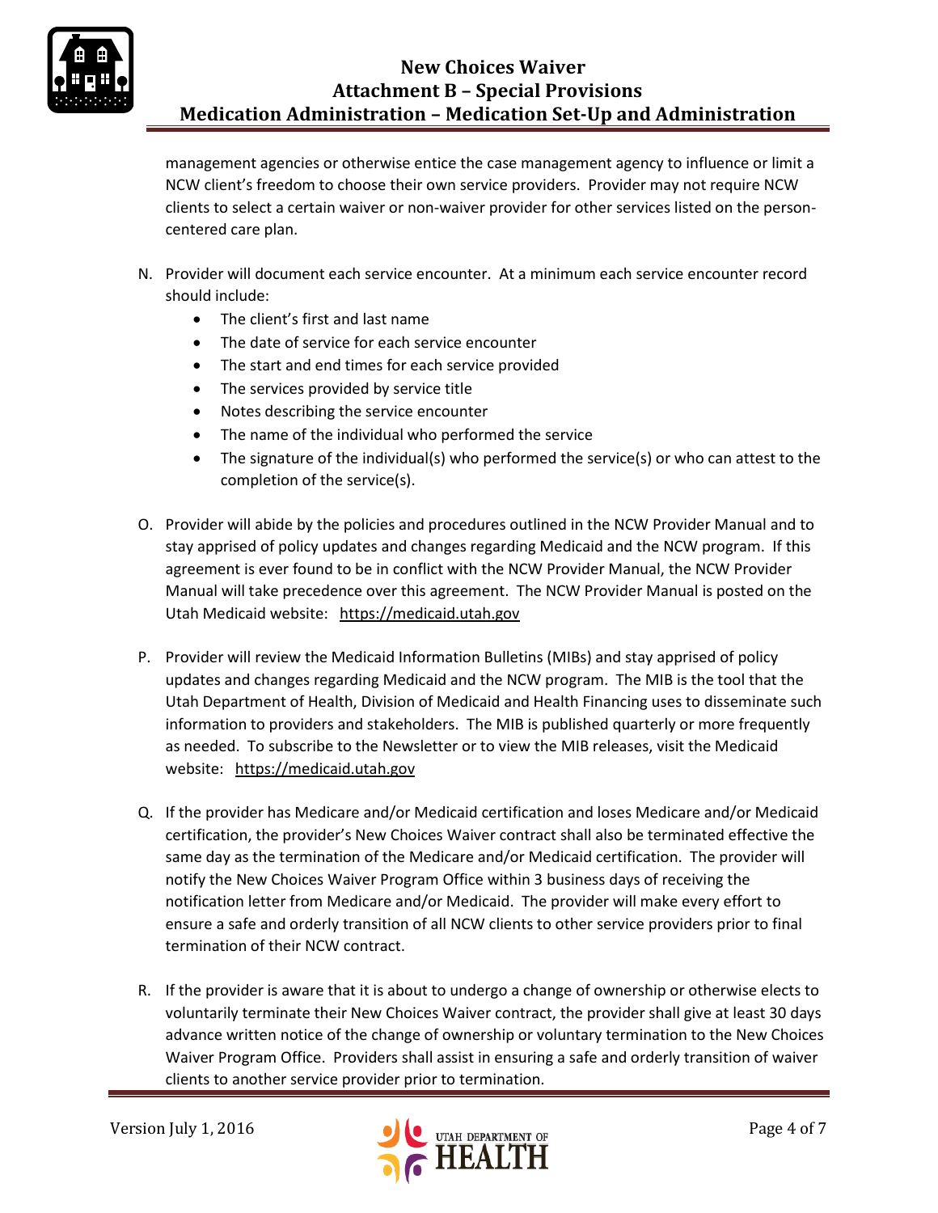management agencies or otherwise entice the case management agency to influence or limit a NCW client's freedom to choose their own service providers. Provider may not require NCW clients to select a certain waiver or non-waiver provider for other services listed on the person-centered care plan.

N. Provider will document each service encounter. At a minimum each service encounter record should include:
   - The client's first and last name
   - The date of service for each service encounter
   - The start and end times for each service provided
   - The services provided by service title
   - Notes describing the service encounter
   - The name of the individual who performed the service
   - The signature of the individual(s) who performed the service(s) or who can attest to the completion of the service(s).

O. Provider will abide by the policies and procedures outlined in the NCW Provider Manual and to stay apprised of policy updates and changes regarding Medicaid and the NCW program. If this agreement is ever found to be in conflict with the NCW Provider Manual, the NCW Provider Manual will take precedence over this agreement. The NCW Provider Manual is posted on the Utah Medicaid website: https://medicaid.utah.gov

P. Provider will review the Medicaid Information Bulletins (MIBs) and stay apprised of policy updates and changes regarding Medicaid and the NCW program. The MIB is the tool that the Utah Department of Health, Division of Medicaid and Health Financing uses to disseminate such information to providers and stakeholders. The MIB is published quarterly or more frequently as needed. To subscribe to the Newsletter or to view the MIB releases, visit the Medicaid website: https://medicaid.utah.gov

Q. If the provider has Medicare and/or Medicaid certification and loses Medicare and/or Medicaid certification, the provider's New Choices Waiver contract shall also be terminated effective the same day as the termination of the Medicare and/or Medicaid certification. The provider will notify the New Choices Waiver Program Office within 3 business days of receiving the notification letter from Medicare and/or Medicaid. The provider will make every effort to ensure a safe and orderly transition of all NCW clients to other service providers prior to final termination of their NCW contract.

R. If the provider is aware that it is about to undergo a change of ownership or otherwise elects to voluntarily terminate their New Choices Waiver contract, the provider shall give at least 30 days advance written notice of the change of ownership or voluntary termination to the New Choices Waiver Program Office. Providers shall assist in ensuring a safe and orderly transition of waiver clients to another service provider prior to termination.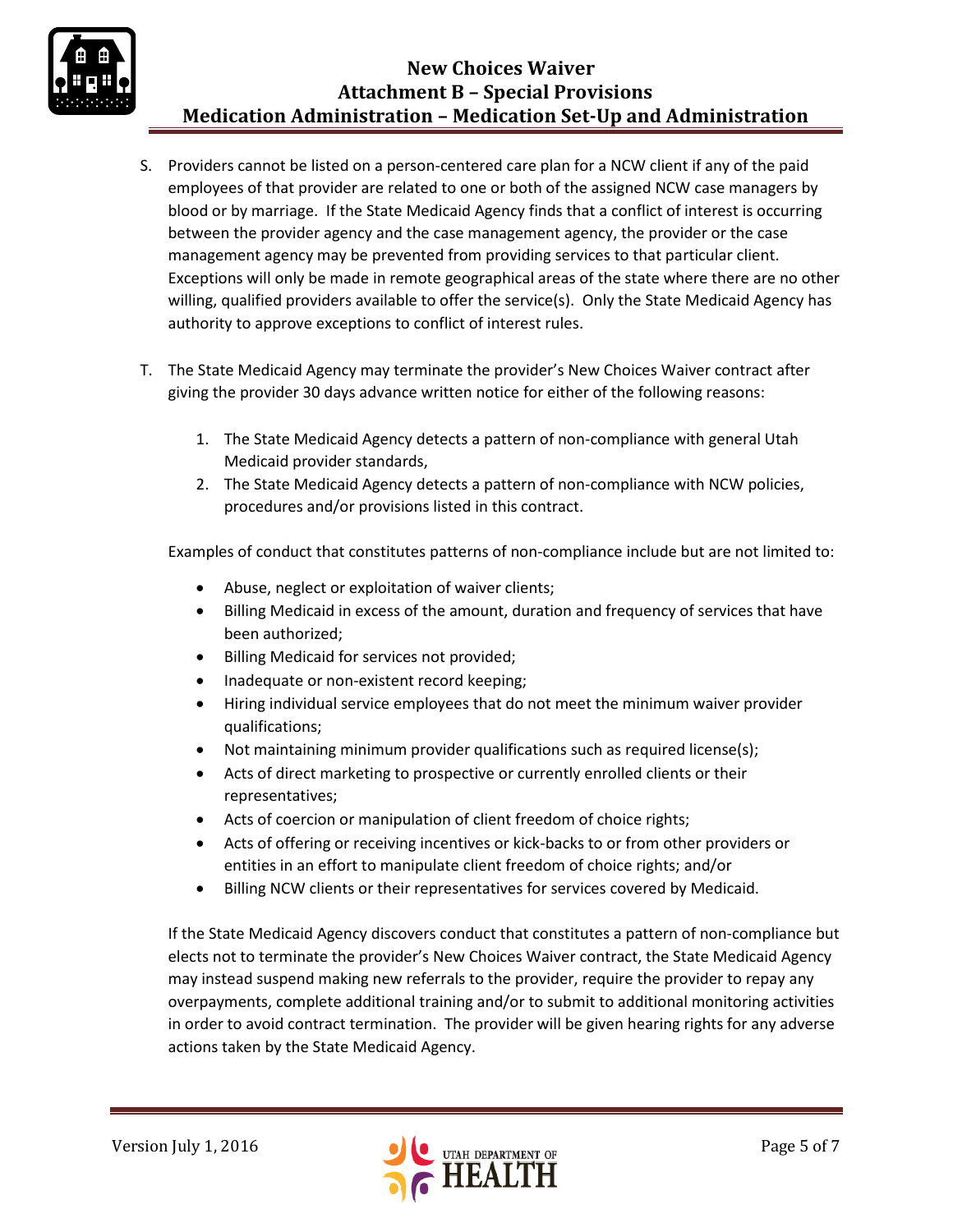S. Providers cannot be listed on a person-centered care plan for a NCW client if any of the paid employees of that provider are related to one or both of the assigned NCW case managers by blood or by marriage. If the State Medicaid Agency finds that a conflict of interest is occurring between the provider agency and the case management agency, the provider or the case management agency may be prevented from providing services to that particular client. Exceptions will only be made in remote geographical areas of the state where there are no other willing, qualified providers available to offer the service(s). Only the State Medicaid Agency has authority to approve exceptions to conflict of interest rules.

T. The State Medicaid Agency may terminate the provider's New Choices Waiver contract after giving the provider 30 days advance written notice for either of the following reasons:

   1. The State Medicaid Agency detects a pattern of non-compliance with general Utah Medicaid provider standards,
   2. The State Medicaid Agency detects a pattern of non-compliance with NCW policies, procedures and/or provisions listed in this contract.

   Examples of conduct that constitutes patterns of non-compliance include but are not limited to:

   - Abuse, neglect or exploitation of waiver clients;
   - Billing Medicaid in excess of the amount, duration and frequency of services that have been authorized;
   - Billing Medicaid for services not provided;
   - Inadequate or non-existent record keeping;
   - Hiring individual service employees that do not meet the minimum waiver provider qualifications;
   - Not maintaining minimum provider qualifications such as required license(s);
   - Acts of direct marketing to prospective or currently enrolled clients or their representatives;
   - Acts of coercion or manipulation of client freedom of choice rights;
   - Acts of offering or receiving incentives or kick-backs to or from other providers or entities in an effort to manipulate client freedom of choice rights; and/or
   - Billing NCW clients or their representatives for services covered by Medicaid.

   If the State Medicaid Agency discovers conduct that constitutes a pattern of non-compliance but elects not to terminate the provider's New Choices Waiver contract, the State Medicaid Agency may instead suspend making new referrals to the provider, require the provider to repay any overpayments, complete additional training and/or to submit to additional monitoring activities in order to avoid contract termination. The provider will be given hearing rights for any adverse actions taken by the State Medicaid Agency.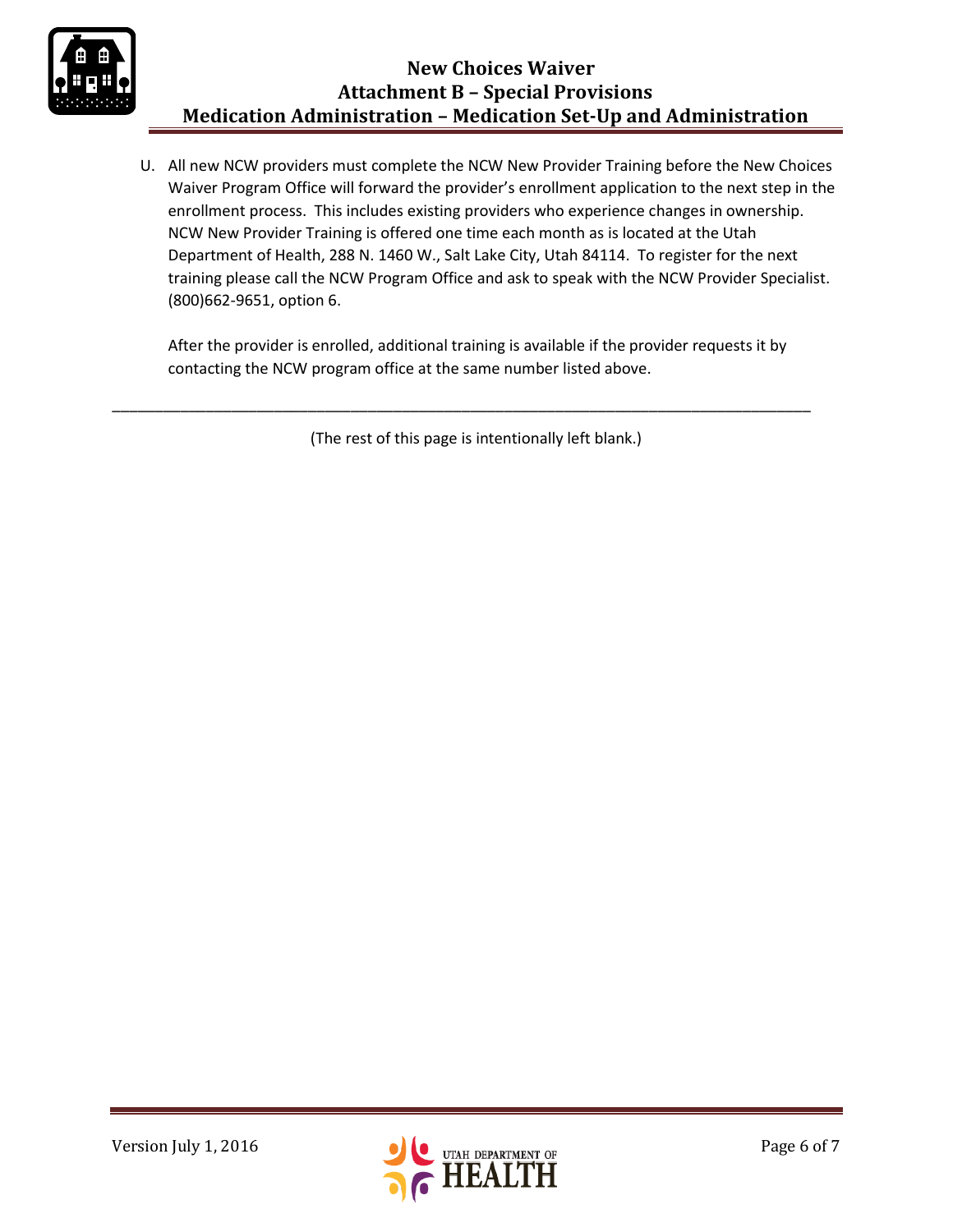U. All new NCW providers must complete the NCW New Provider Training before the New Choices Waiver Program Office will forward the provider's enrollment application to the next step in the enrollment process. This includes existing providers who experience changes in ownership. NCW New Provider Training is offered one time each month as is located at the Utah Department of Health, 288 N. 1460 W., Salt Lake City, Utah 84114. To register for the next training please call the NCW Program Office and ask to speak with the NCW Provider Specialist. (800)662-9651, option 6.

   After the provider is enrolled, additional training is available if the provider requests it by contacting the NCW program office at the same number listed above.

---

(The rest of this page is intentionally left blank.)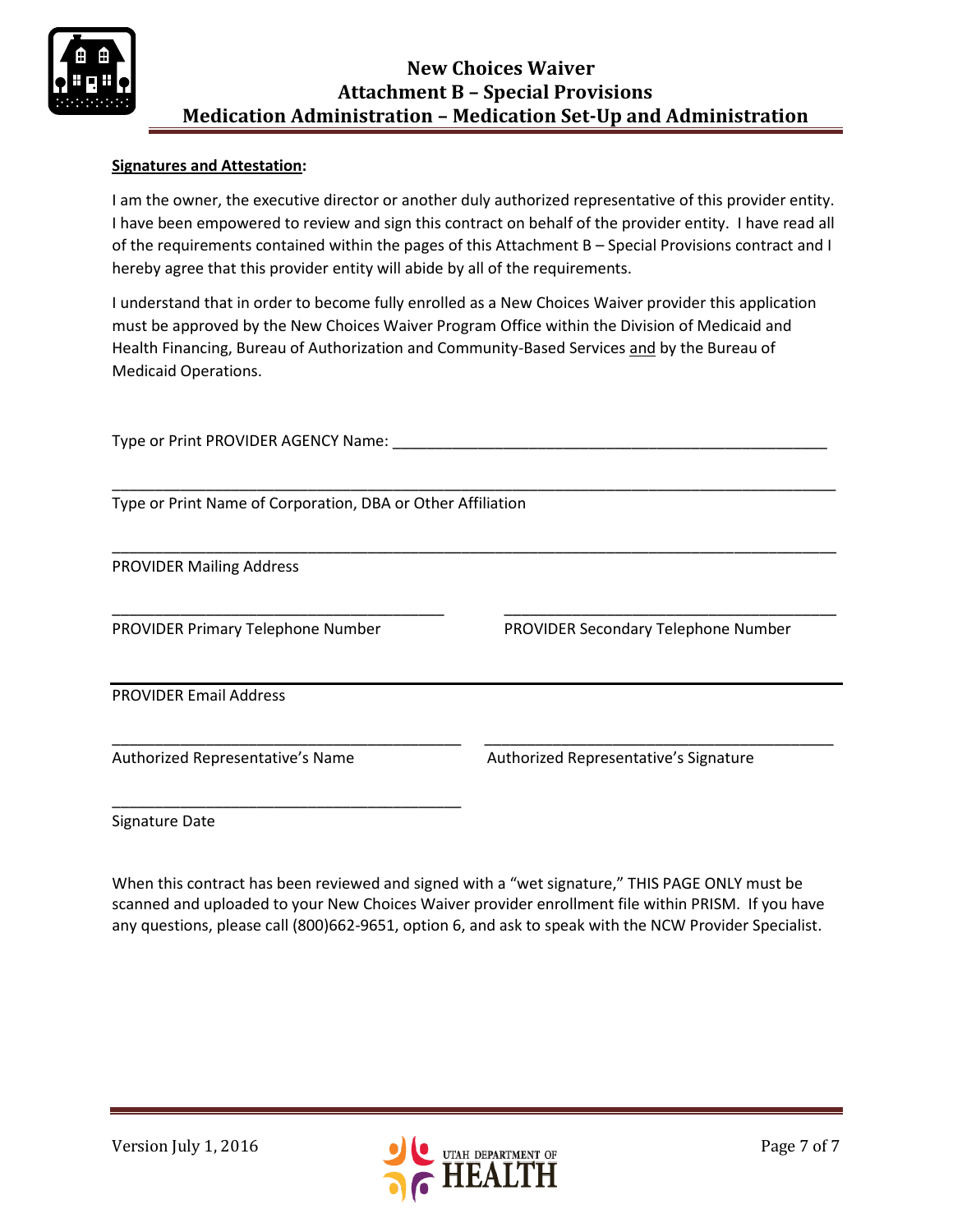**Signatures and Attestation:**

I am the owner, the executive director or another duly authorized representative of this provider entity. I have been empowered to review and sign this contract on behalf of the provider entity. I have read all of the requirements contained within the pages of this Attachment B – Special Provisions contract and I hereby agree that this provider entity will abide by all of the requirements.

I understand that in order to become fully enrolled as a New Choices Waiver provider this application must be approved by the New Choices Waiver Program Office within the Division of Medicaid and Health Financing, Bureau of Authorization and Community-Based Services and by the Bureau of Medicaid Operations.

Type or Print PROVIDER AGENCY Name: ______________________________________________________

_____________________________________________________________________________________

Type or Print Name of Corporation, DBA or Other Affiliation

_____________________________________________________________________________________

PROVIDER Mailing Address

_________________________________________ _________________________________________

PROVIDER Primary Telephone Number PROVIDER Secondary Telephone Number

_____________________________________________________________________________________

PROVIDER Email Address

__________________________________________ __________________________________________

Authorized Representative's Name Authorized Representative's Signature

__________________________________________

Signature Date

When this contract has been reviewed and signed with a "wet signature," THIS PAGE ONLY must be scanned and uploaded to your New Choices Waiver provider enrollment file within PRISM. If you have any questions, please call (800)662-9651, option 6, and ask to speak with the NCW Provider Specialist.